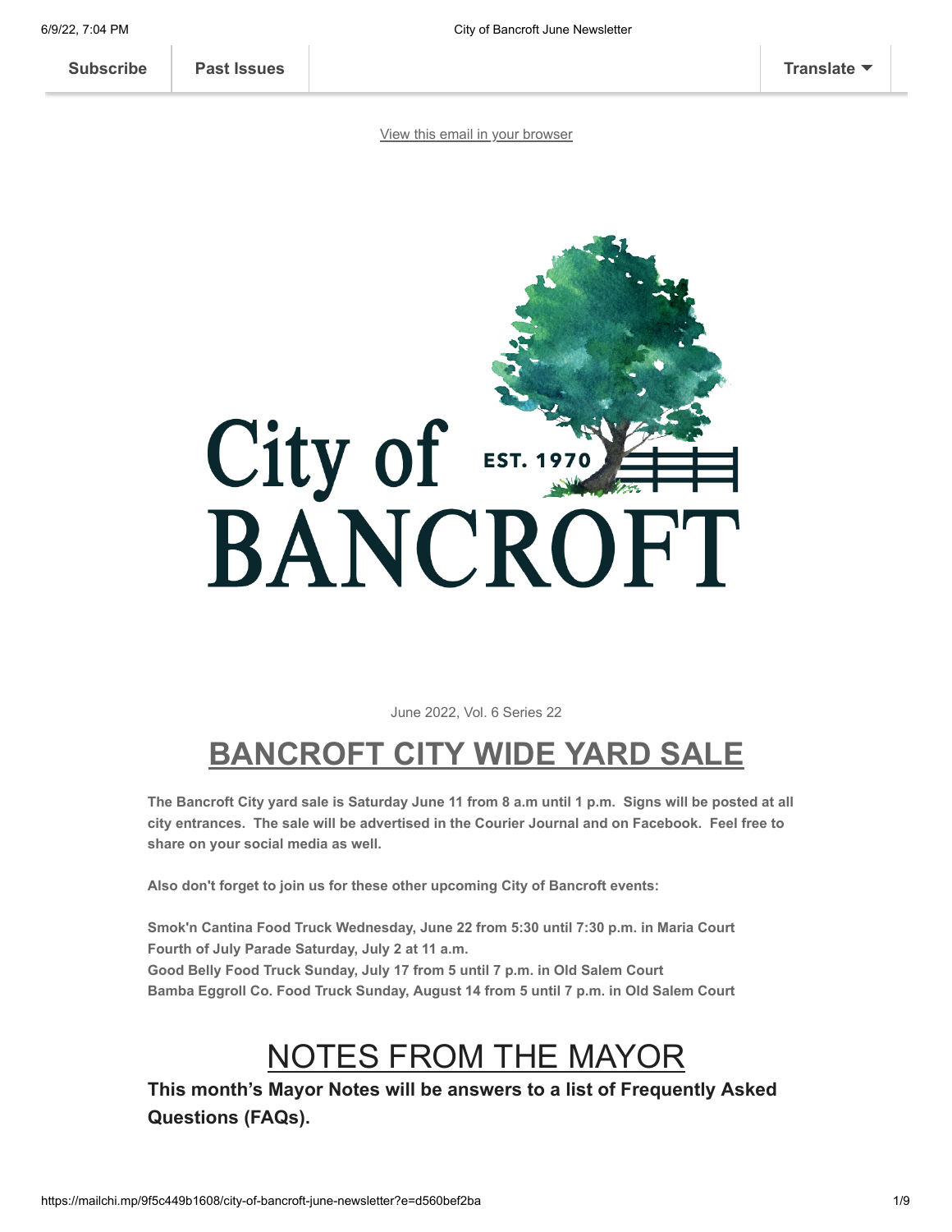Subscribe | Past Issues | Translate

View this email in your browser

City of BANCROFT EST. 1970

June 2022, Vol. 6 Series 22

# BANCROFT CITY WIDE YARD SALE

**The Bancroft City yard sale is Saturday June 11 from 8 a.m until 1 p.m. Signs will be posted at all city entrances. The sale will be advertised in the Courier Journal and on Facebook. Feel free to share on your social media as well.**

**Also don't forget to join us for these other upcoming City of Bancroft events:**

**Smok'n Cantina Food Truck Wednesday, June 22 from 5:30 until 7:30 p.m. in Maria Court**
**Fourth of July Parade Saturday, July 2 at 11 a.m.**
**Good Belly Food Truck Sunday, July 17 from 5 until 7 p.m. in Old Salem Court**
**Bamba Eggroll Co. Food Truck Sunday, August 14 from 5 until 7 p.m. in Old Salem Court**

# NOTES FROM THE MAYOR

**This month's Mayor Notes will be answers to a list of Frequently Asked Questions (FAQs).**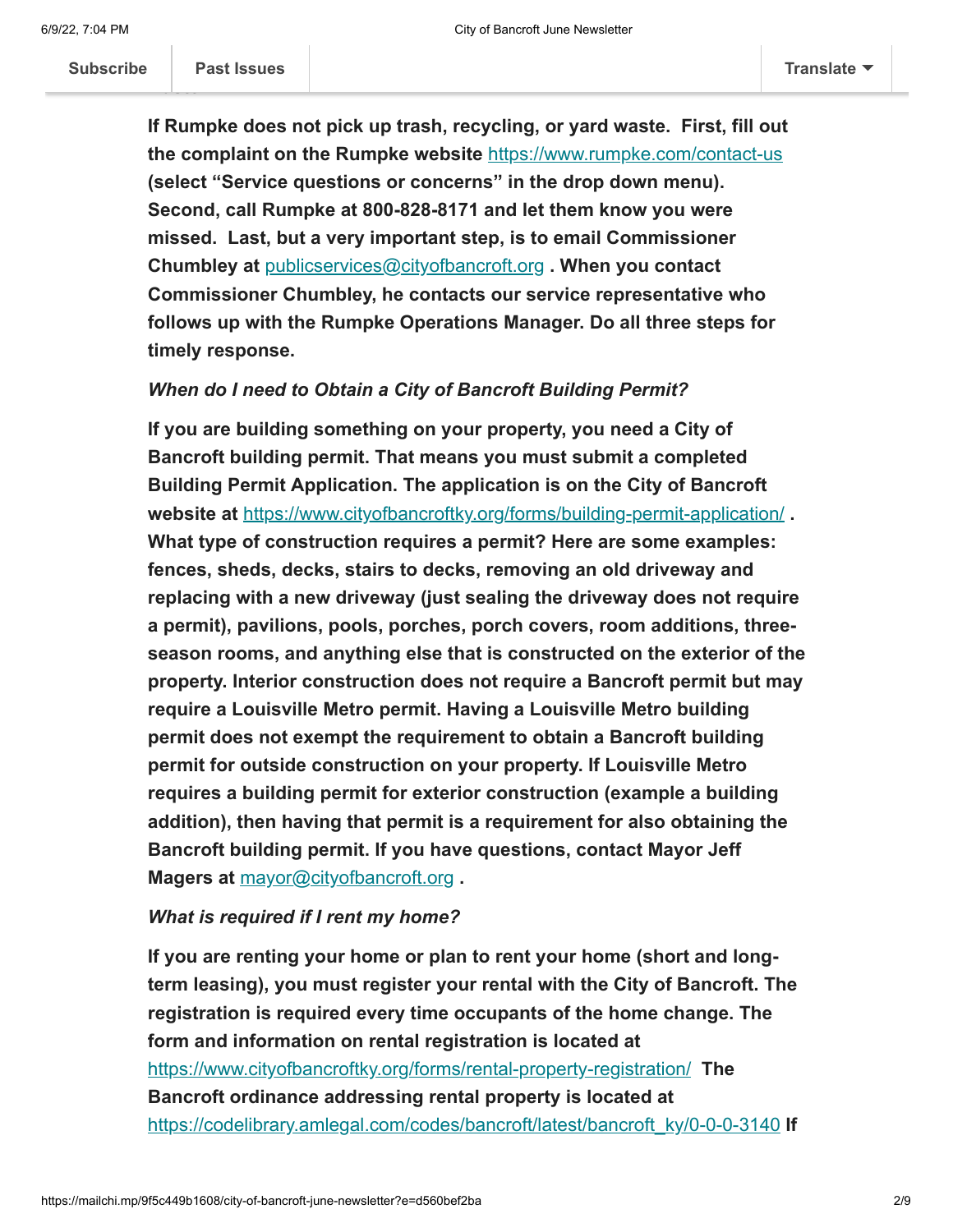**If Rumpke does not pick up trash, recycling, or yard waste. First, fill out the complaint on the Rumpke website [https://www.rumpke.com/contact-us](https://www.rumpke.com/contact-us) (select "Service questions or concerns" in the drop down menu). Second, call Rumpke at 800-828-8171 and let them know you were missed. Last, but a very important step, is to email Commissioner Chumbley at [publicservices@cityofbancroft.org](mailto:publicservices@cityofbancroft.org) . When you contact Commissioner Chumbley, he contacts our service representative who follows up with the Rumpke Operations Manager. Do all three steps for timely response.**

***When do I need to Obtain a City of Bancroft Building Permit?***

**If you are building something on your property, you need a City of Bancroft building permit. That means you must submit a completed Building Permit Application. The application is on the City of Bancroft website at [https://www.cityofbancroftky.org/forms/building-permit-application/](https://www.cityofbancroftky.org/forms/building-permit-application/) . What type of construction requires a permit? Here are some examples: fences, sheds, decks, stairs to decks, removing an old driveway and replacing with a new driveway (just sealing the driveway does not require a permit), pavilions, pools, porches, porch covers, room additions, three-season rooms, and anything else that is constructed on the exterior of the property. Interior construction does not require a Bancroft permit but may require a Louisville Metro permit. Having a Louisville Metro building permit does not exempt the requirement to obtain a Bancroft building permit for outside construction on your property. If Louisville Metro requires a building permit for exterior construction (example a building addition), then having that permit is a requirement for also obtaining the Bancroft building permit. If you have questions, contact Mayor Jeff Magers at [mayor@cityofbancroft.org](mailto:mayor@cityofbancroft.org) .**

***What is required if I rent my home?***

**If you are renting your home or plan to rent your home (short and long-term leasing), you must register your rental with the City of Bancroft. The registration is required every time occupants of the home change. The form and information on rental registration is located at [https://www.cityofbancroftky.org/forms/rental-property-registration/](https://www.cityofbancroftky.org/forms/rental-property-registration/) The Bancroft ordinance addressing rental property is located at [https://codelibrary.amlegal.com/codes/bancroft/latest/bancroft_ky/0-0-0-3140](https://codelibrary.amlegal.com/codes/bancroft/latest/bancroft_ky/0-0-0-3140) If**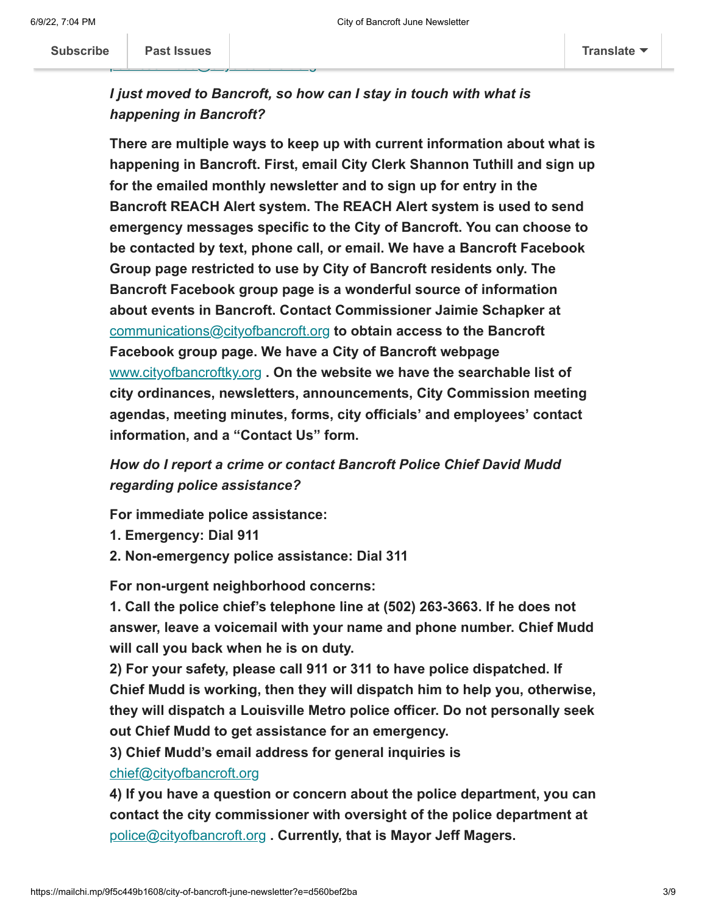*I just moved to Bancroft, so how can I stay in touch with what is happening in Bancroft?*

**There are multiple ways to keep up with current information about what is happening in Bancroft. First, email City Clerk Shannon Tuthill and sign up for the emailed monthly newsletter and to sign up for entry in the Bancroft REACH Alert system. The REACH Alert system is used to send emergency messages specific to the City of Bancroft. You can choose to be contacted by text, phone call, or email. We have a Bancroft Facebook Group page restricted to use by City of Bancroft residents only. The Bancroft Facebook group page is a wonderful source of information about events in Bancroft. Contact Commissioner Jaimie Schapker at** communications@cityofbancroft.org **to obtain access to the Bancroft Facebook group page. We have a City of Bancroft webpage** www.cityofbancroftky.org **. On the website we have the searchable list of city ordinances, newsletters, announcements, City Commission meeting agendas, meeting minutes, forms, city officials' and employees' contact information, and a "Contact Us" form.**

*How do I report a crime or contact Bancroft Police Chief David Mudd regarding police assistance?*

**For immediate police assistance:**

**1. Emergency: Dial 911**

**2. Non-emergency police assistance: Dial 311**

**For non-urgent neighborhood concerns:**

**1. Call the police chief's telephone line at (502) 263-3663. If he does not answer, leave a voicemail with your name and phone number. Chief Mudd will call you back when he is on duty.**

**2) For your safety, please call 911 or 311 to have police dispatched. If Chief Mudd is working, then they will dispatch him to help you, otherwise, they will dispatch a Louisville Metro police officer. Do not personally seek out Chief Mudd to get assistance for an emergency.**

**3) Chief Mudd's email address for general inquiries is** chief@cityofbancroft.org

**4) If you have a question or concern about the police department, you can contact the city commissioner with oversight of the police department at** police@cityofbancroft.org **. Currently, that is Mayor Jeff Magers.**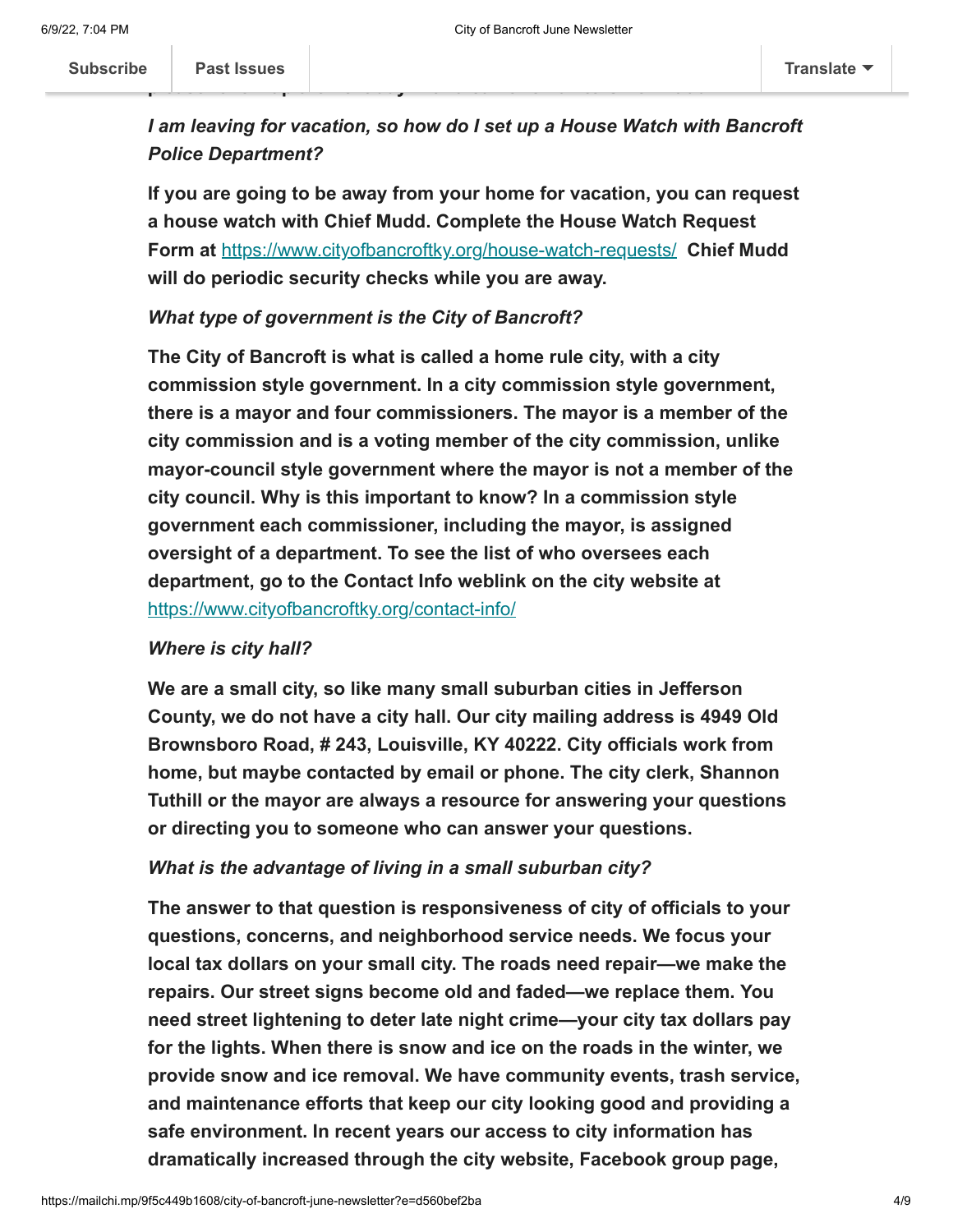*I am leaving for vacation, so how do I set up a House Watch with Bancroft Police Department?*

**If you are going to be away from your home for vacation, you can request a house watch with Chief Mudd. Complete the House Watch Request Form at [https://www.cityofbancroftky.org/house-watch-requests/](https://www.cityofbancroftky.org/house-watch-requests/) Chief Mudd will do periodic security checks while you are away.**

*What type of government is the City of Bancroft?*

**The City of Bancroft is what is called a home rule city, with a city commission style government. In a city commission style government, there is a mayor and four commissioners. The mayor is a member of the city commission and is a voting member of the city commission, unlike mayor-council style government where the mayor is not a member of the city council. Why is this important to know? In a commission style government each commissioner, including the mayor, is assigned oversight of a department. To see the list of who oversees each department, go to the Contact Info weblink on the city website at [https://www.cityofbancroftky.org/contact-info/](https://www.cityofbancroftky.org/contact-info/)**

*Where is city hall?*

**We are a small city, so like many small suburban cities in Jefferson County, we do not have a city hall. Our city mailing address is 4949 Old Brownsboro Road, # 243, Louisville, KY 40222. City officials work from home, but maybe contacted by email or phone. The city clerk, Shannon Tuthill or the mayor are always a resource for answering your questions or directing you to someone who can answer your questions.**

*What is the advantage of living in a small suburban city?*

**The answer to that question is responsiveness of city of officials to your questions, concerns, and neighborhood service needs. We focus your local tax dollars on your small city. The roads need repair—we make the repairs. Our street signs become old and faded—we replace them. You need street lightening to deter late night crime—your city tax dollars pay for the lights. When there is snow and ice on the roads in the winter, we provide snow and ice removal. We have community events, trash service, and maintenance efforts that keep our city looking good and providing a safe environment. In recent years our access to city information has dramatically increased through the city website, Facebook group page,**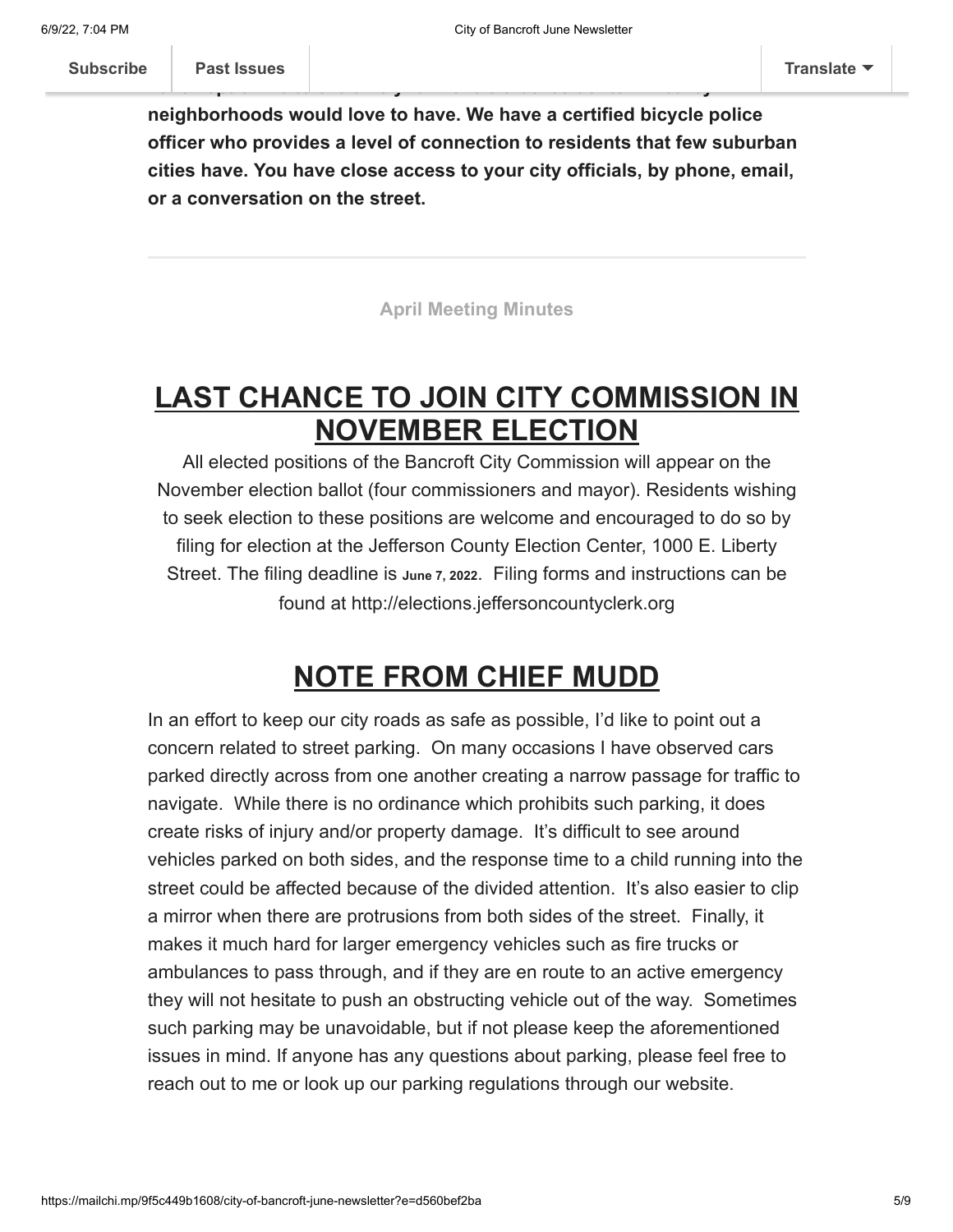**neighborhoods would love to have. We have a certified bicycle police officer who provides a level of connection to residents that few suburban cities have. You have close access to your city officials, by phone, email, or a conversation on the street.**

---

April Meeting Minutes

## LAST CHANCE TO JOIN CITY COMMISSION IN NOVEMBER ELECTION

All elected positions of the Bancroft City Commission will appear on the November election ballot (four commissioners and mayor). Residents wishing to seek election to these positions are welcome and encouraged to do so by filing for election at the Jefferson County Election Center, 1000 E. Liberty Street. The filing deadline is June 7, 2022. Filing forms and instructions can be found at http://elections.jeffersoncountyclerk.org

## NOTE FROM CHIEF MUDD

In an effort to keep our city roads as safe as possible, I'd like to point out a concern related to street parking. On many occasions I have observed cars parked directly across from one another creating a narrow passage for traffic to navigate. While there is no ordinance which prohibits such parking, it does create risks of injury and/or property damage. It's difficult to see around vehicles parked on both sides, and the response time to a child running into the street could be affected because of the divided attention. It's also easier to clip a mirror when there are protrusions from both sides of the street. Finally, it makes it much hard for larger emergency vehicles such as fire trucks or ambulances to pass through, and if they are en route to an active emergency they will not hesitate to push an obstructing vehicle out of the way. Sometimes such parking may be unavoidable, but if not please keep the aforementioned issues in mind. If anyone has any questions about parking, please feel free to reach out to me or look up our parking regulations through our website.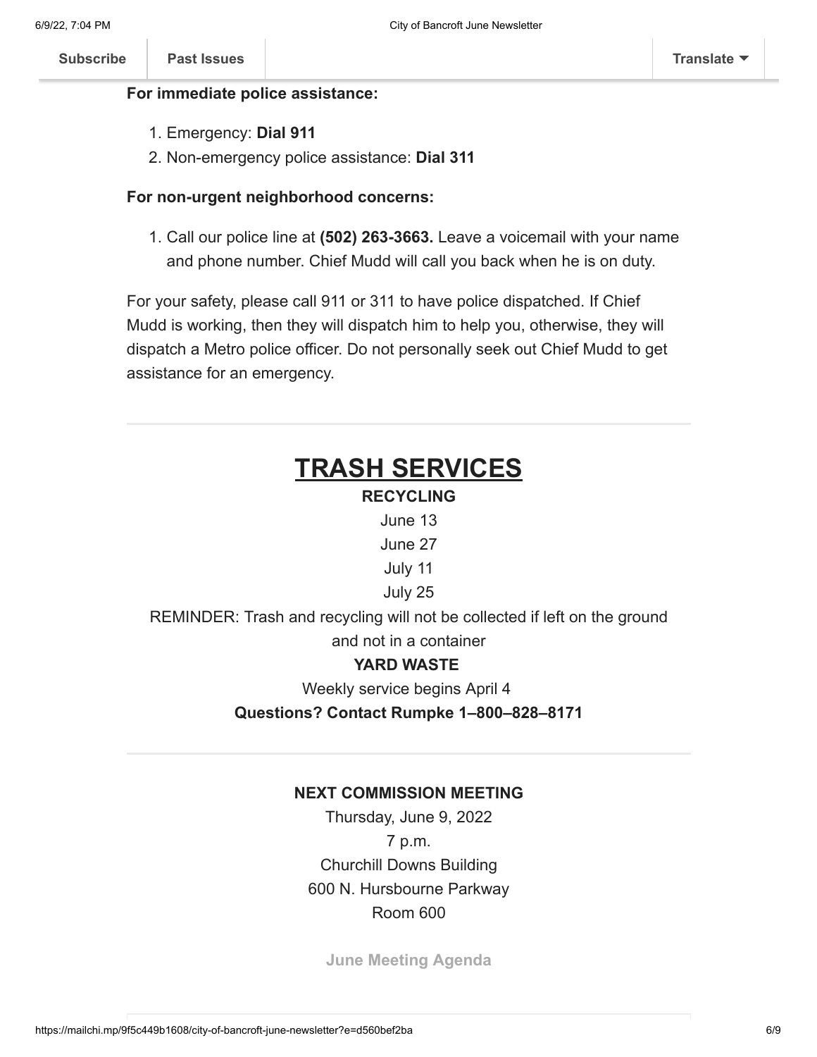**For immediate police assistance:**

1. Emergency: **Dial 911**
2. Non-emergency police assistance: **Dial 311**

**For non-urgent neighborhood concerns:**

1. Call our police line at **(502) 263-3663.** Leave a voicemail with your name and phone number. Chief Mudd will call you back when he is on duty.

For your safety, please call 911 or 311 to have police dispatched. If Chief Mudd is working, then they will dispatch him to help you, otherwise, they will dispatch a Metro police officer. Do not personally seek out Chief Mudd to get assistance for an emergency.

---

# TRASH SERVICES

**RECYCLING**

June 13

June 27

July 11

July 25

REMINDER: Trash and recycling will not be collected if left on the ground and not in a container

**YARD WASTE**

Weekly service begins April 4

**Questions? Contact Rumpke 1–800–828–8171**

---

**NEXT COMMISSION MEETING**

Thursday, June 9, 2022

7 p.m.

Churchill Downs Building

600 N. Hursbourne Parkway

Room 600

**June Meeting Agenda**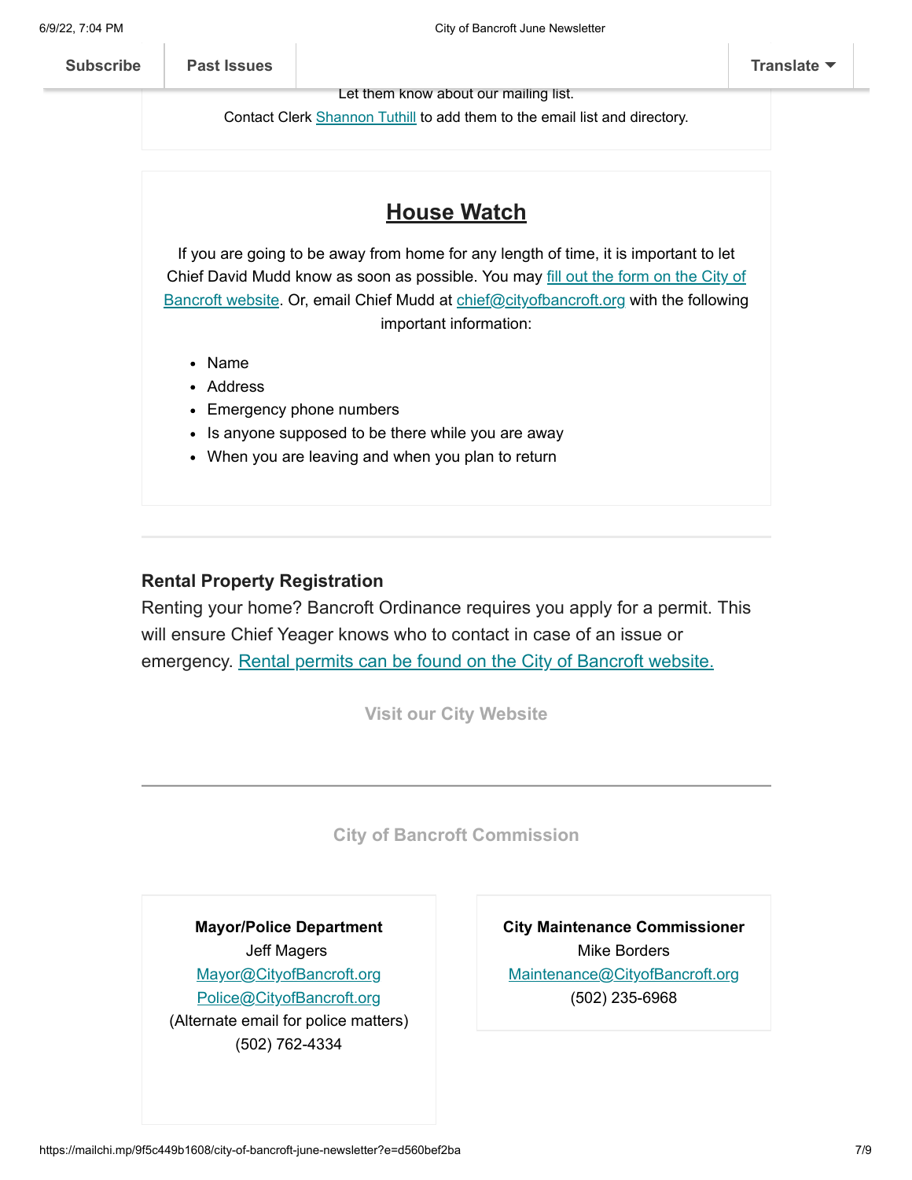Let them know about our mailing list.

Contact Clerk Shannon Tuthill to add them to the email list and directory.

## House Watch

If you are going to be away from home for any length of time, it is important to let Chief David Mudd know as soon as possible. You may fill out the form on the City of Bancroft website. Or, email Chief Mudd at chief@cityofbancroft.org with the following important information:

- Name
- Address
- Emergency phone numbers
- Is anyone supposed to be there while you are away
- When you are leaving and when you plan to return

---

**Rental Property Registration**

Renting your home? Bancroft Ordinance requires you apply for a permit. This will ensure Chief Yeager knows who to contact in case of an issue or emergency. Rental permits can be found on the City of Bancroft website.

**Visit our City Website**

---

**City of Bancroft Commission**

**Mayor/Police Department**
Jeff Magers
Mayor@CityofBancroft.org
Police@CityofBancroft.org
(Alternate email for police matters)
(502) 762-4334

**City Maintenance Commissioner**
Mike Borders
Maintenance@CityofBancroft.org
(502) 235-6968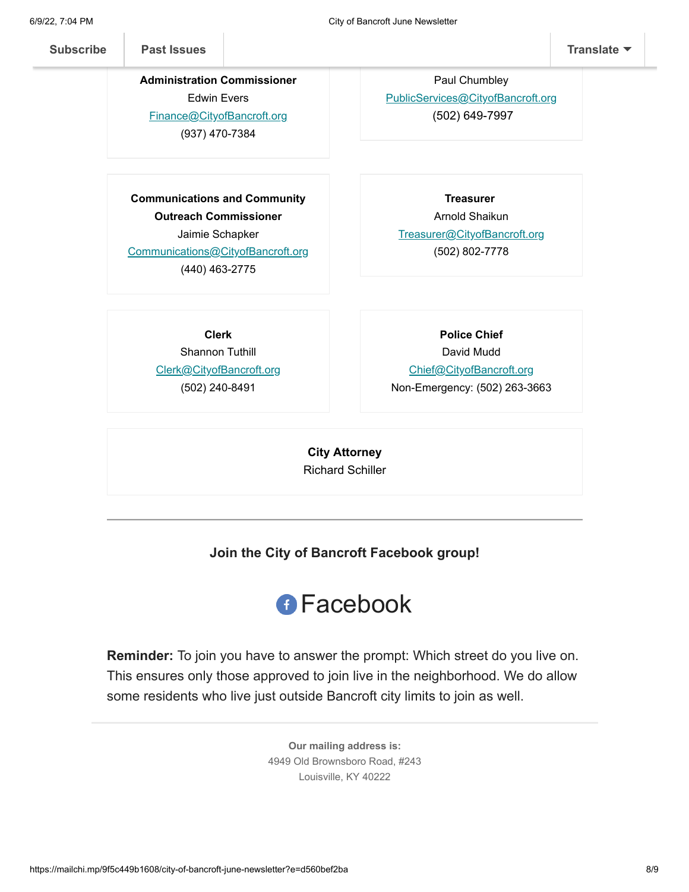Subscribe | Past Issues | Translate

**Administration Commissioner**
Edwin Evers
Finance@CityofBancroft.org
(937) 470-7384

Paul Chumbley
PublicServices@CityofBancroft.org
(502) 649-7997

**Communications and Community Outreach Commissioner**
Jaimie Schapker
Communications@CityofBancroft.org
(440) 463-2775

**Treasurer**
Arnold Shaikun
Treasurer@CityofBancroft.org
(502) 802-7778

**Clerk**
Shannon Tuthill
Clerk@CityofBancroft.org
(502) 240-8491

**Police Chief**
David Mudd
Chief@CityofBancroft.org
Non-Emergency: (502) 263-3663

**City Attorney**
Richard Schiller

---

**Join the City of Bancroft Facebook group!**

Facebook

**Reminder:** To join you have to answer the prompt: Which street do you live on. This ensures only those approved to join live in the neighborhood. We do allow some residents who live just outside Bancroft city limits to join as well.

---

**Our mailing address is:**
4949 Old Brownsboro Road, #243
Louisville, KY 40222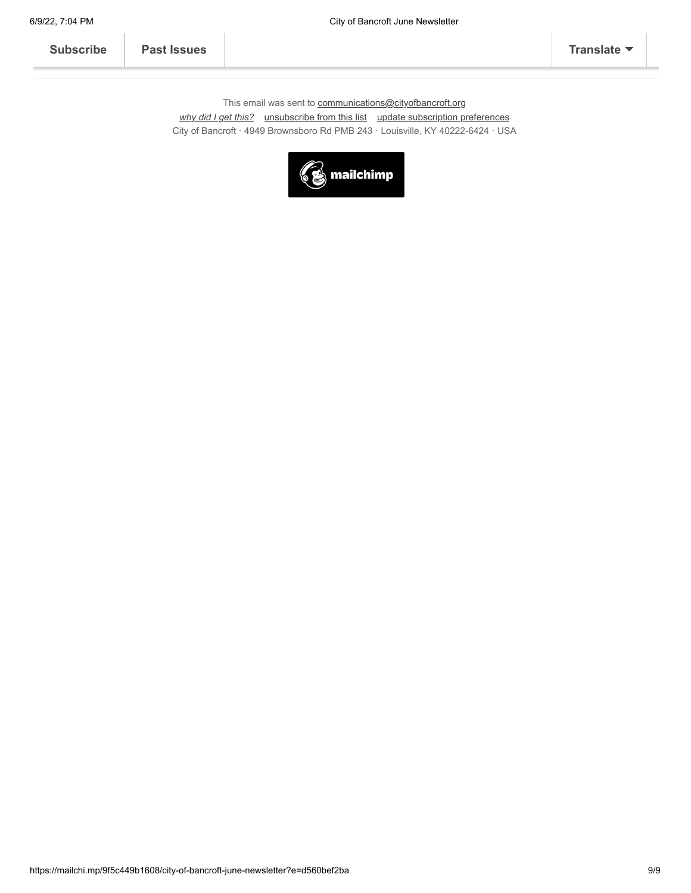Subscribe | Past Issues | Translate ▼

This email was sent to communications@cityofbancroft.org

*why did I get this?* unsubscribe from this list update subscription preferences

City of Bancroft · 4949 Brownsboro Rd PMB 243 · Louisville, KY 40222-6424 · USA